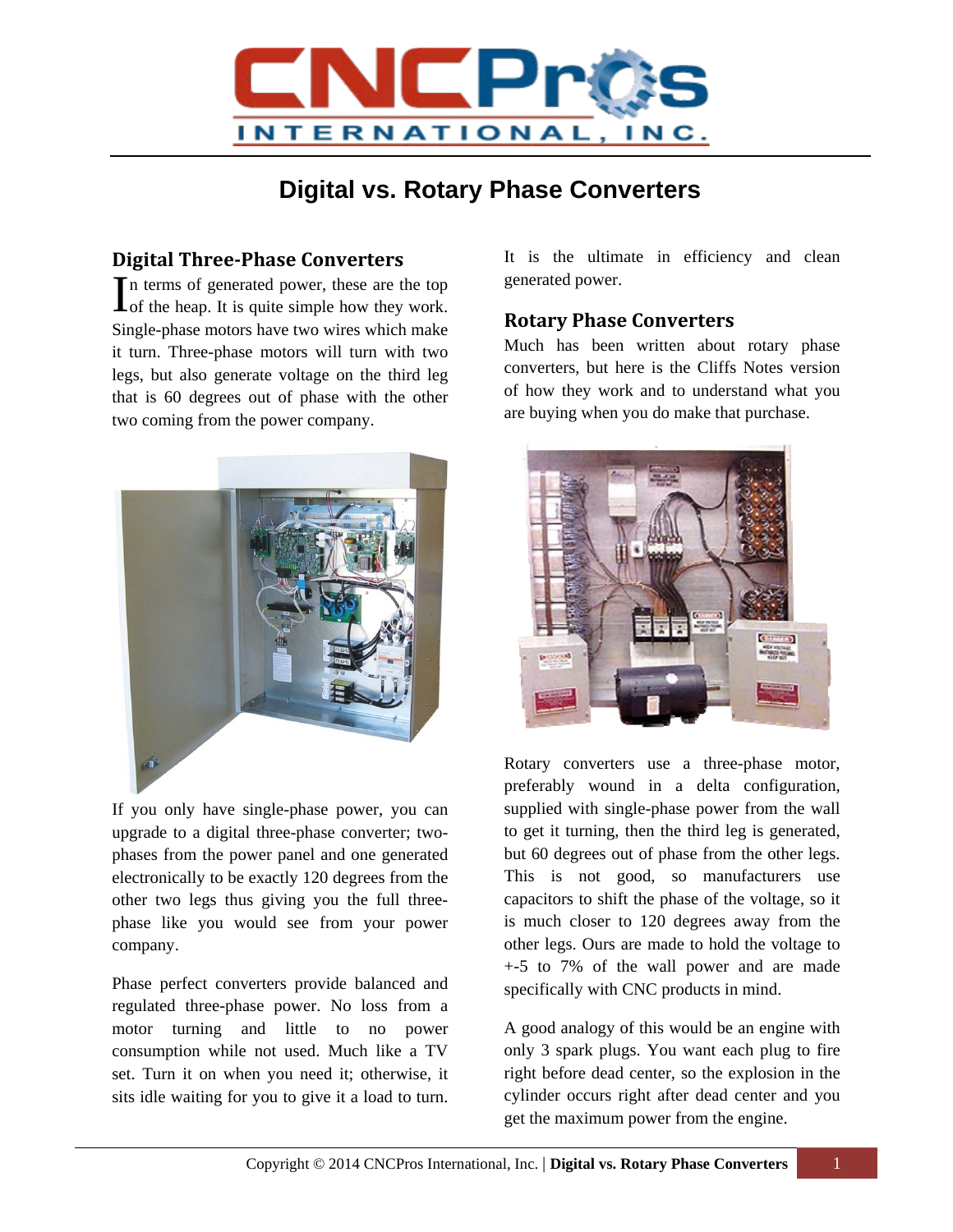# Digital vs. Rotary Phase Converters

## Digital Three-Phase Converters

In terms of generated power, these are the top of the heap. It is quite simple how they work. Single-phase motors have two wires which make it turn. Three-phase motors will turn with two legs, but also generate voltage on the third leg that is 60 degrees out of phase with the other two coming from the power company.

If you only have single-phase power, you can upgrade to a digital three-phase converter; two-phases from the power panel and one generated electronically to be exactly 120 degrees from the other two legs thus giving you the full three-phase like you would see from your power company.

Phase perfect converters provide balanced and regulated three-phase power. No loss from a motor turning and little to no power consumption while not used. Much like a TV set. Turn it on when you need it; otherwise, it sits idle waiting for you to give it a load to turn. It is the ultimate in efficiency and clean generated power.

## Rotary Phase Converters

Much has been written about rotary phase converters, but here is the Cliffs Notes version of how they work and to understand what you are buying when you do make that purchase.

Rotary converters use a three-phase motor, preferably wound in a delta configuration, supplied with single-phase power from the wall to get it turning, then the third leg is generated, but 60 degrees out of phase from the other legs. This is not good, so manufacturers use capacitors to shift the phase of the voltage, so it is much closer to 120 degrees away from the other legs. Ours are made to hold the voltage to +-5 to 7% of the wall power and are made specifically with CNC products in mind.

A good analogy of this would be an engine with only 3 spark plugs. You want each plug to fire right before dead center, so the explosion in the cylinder occurs right after dead center and you get the maximum power from the engine.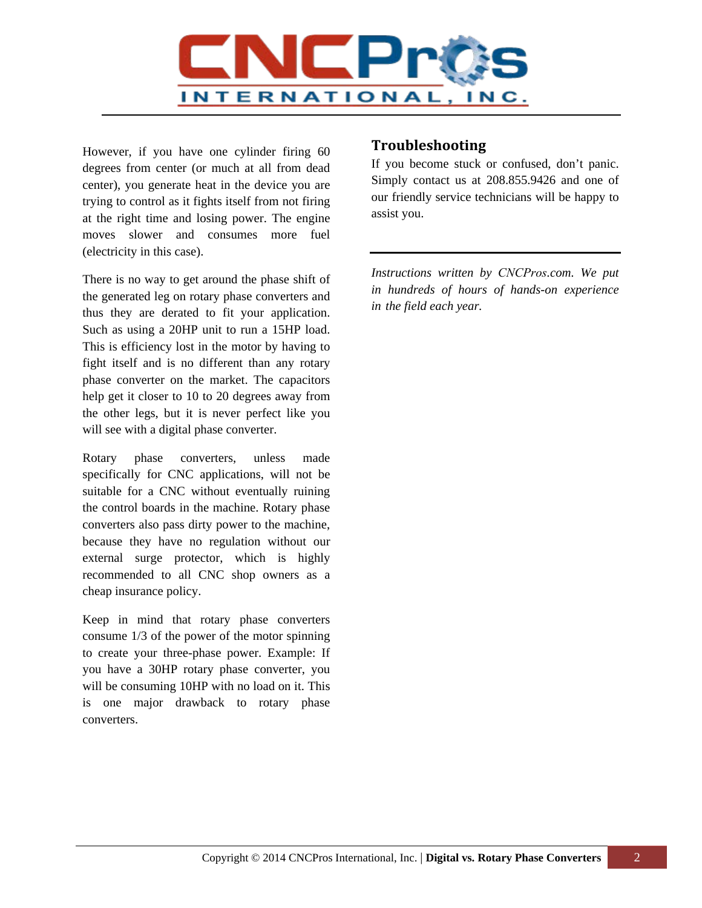However, if you have one cylinder firing 60 degrees from center (or much at all from dead center), you generate heat in the device you are trying to control as it fights itself from not firing at the right time and losing power. The engine moves slower and consumes more fuel (electricity in this case).

There is no way to get around the phase shift of the generated leg on rotary phase converters and thus they are derated to fit your application. Such as using a 20HP unit to run a 15HP load. This is efficiency lost in the motor by having to fight itself and is no different than any rotary phase converter on the market. The capacitors help get it closer to 10 to 20 degrees away from the other legs, but it is never perfect like you will see with a digital phase converter.

Rotary phase converters, unless made specifically for CNC applications, will not be suitable for a CNC without eventually ruining the control boards in the machine. Rotary phase converters also pass dirty power to the machine, because they have no regulation without our external surge protector, which is highly recommended to all CNC shop owners as a cheap insurance policy.

Keep in mind that rotary phase converters consume 1/3 of the power of the motor spinning to create your three-phase power. Example: If you have a 30HP rotary phase converter, you will be consuming 10HP with no load on it. This is one major drawback to rotary phase converters.

## Troubleshooting

If you become stuck or confused, don't panic. Simply contact us at 208.855.9426 and one of our friendly service technicians will be happy to assist you.

---

*Instructions written by CNCPros.com. We put in hundreds of hours of hands-on experience in the field each year.*